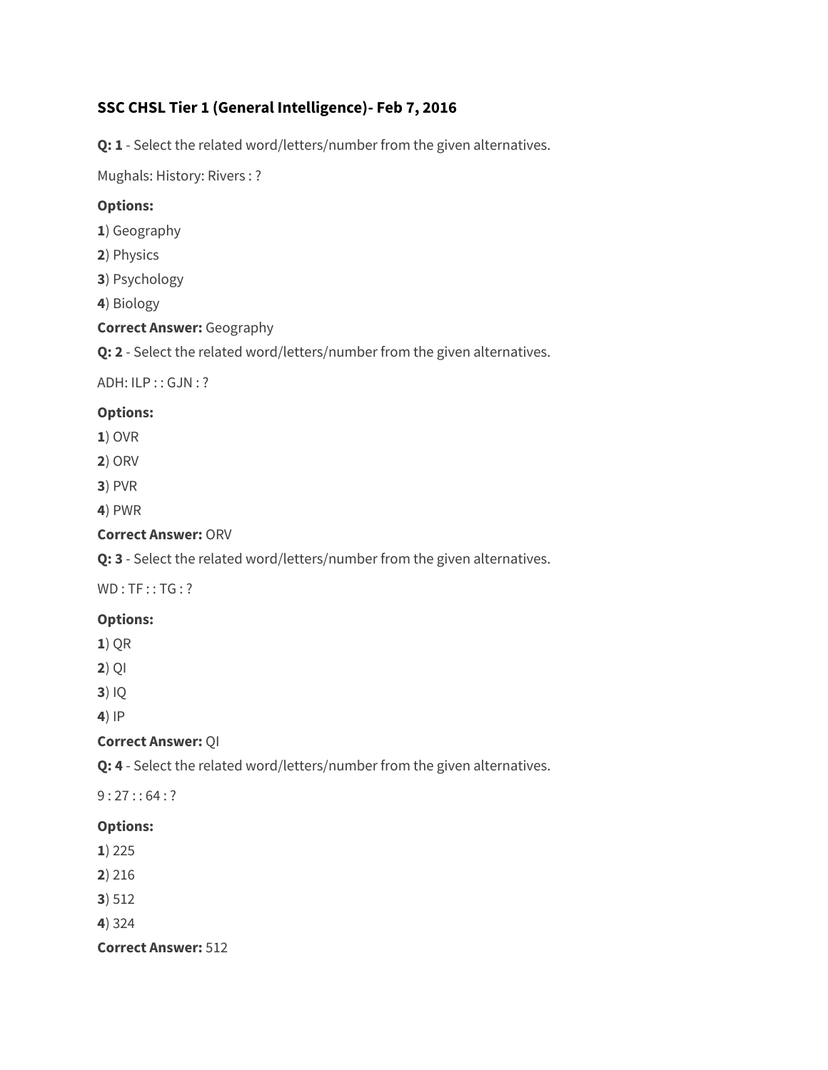# SSC CHSL Tier 1 (General Intelligence)- Feb 7, 2016

**Q: 1** - Select the related word/letters/number from the given alternatives.

Mughals: History: Rivers : ?

**Options:**

**1**) Geography

**2**) Physics

**3**) Psychology

**4**) Biology

**Correct Answer:** Geography

**Q: 2** - Select the related word/letters/number from the given alternatives.

ADH: ILP : : GJN : ?

**Options:**

**1**) OVR

**2**) ORV

**3**) PVR

**4**) PWR

**Correct Answer:** ORV

**Q: 3** - Select the related word/letters/number from the given alternatives.

WD : TF : : TG : ?

**Options:**

**1**) QR

**2**) QI

**3**) IQ

**4**) IP

**Correct Answer:** QI

**Q: 4** - Select the related word/letters/number from the given alternatives.

9 : 27 : : 64 : ?

**Options:**

**1**) 225

**2**) 216

**3**) 512

**4**) 324

**Correct Answer:** 512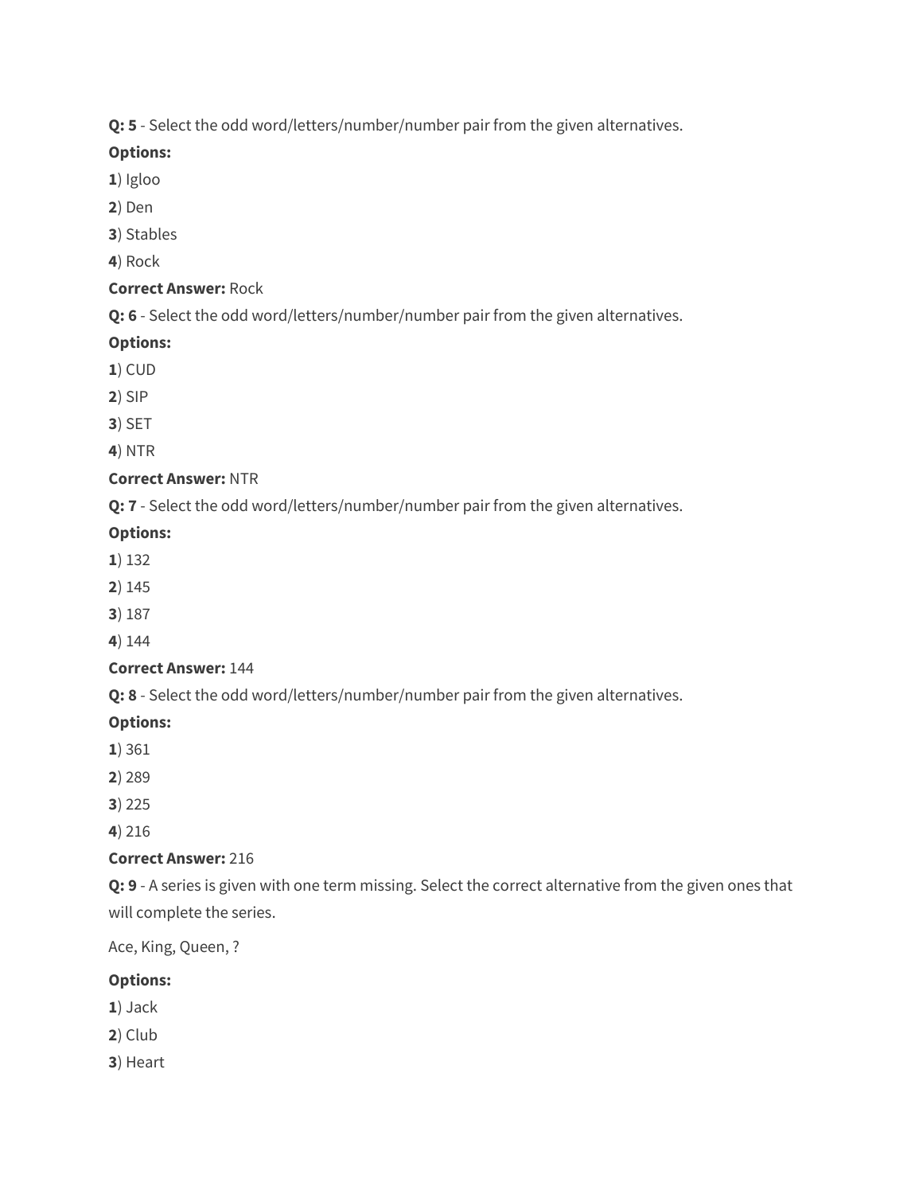**Q: 5** - Select the odd word/letters/number/number pair from the given alternatives.

**Options:**

**1**) Igloo

**2**) Den

**3**) Stables

**4**) Rock

**Correct Answer:** Rock

**Q: 6** - Select the odd word/letters/number/number pair from the given alternatives.

**Options:**

**1**) CUD

**2**) SIP

**3**) SET

**4**) NTR

**Correct Answer:** NTR

**Q: 7** - Select the odd word/letters/number/number pair from the given alternatives.

**Options:**

**1**) 132

**2**) 145

**3**) 187

**4**) 144

**Correct Answer:** 144

**Q: 8** - Select the odd word/letters/number/number pair from the given alternatives.

**Options:**

**1**) 361

**2**) 289

**3**) 225

**4**) 216

**Correct Answer:** 216

**Q: 9** - A series is given with one term missing. Select the correct alternative from the given ones that will complete the series.

Ace, King, Queen, ?

**Options:**

**1**) Jack

**2**) Club

**3**) Heart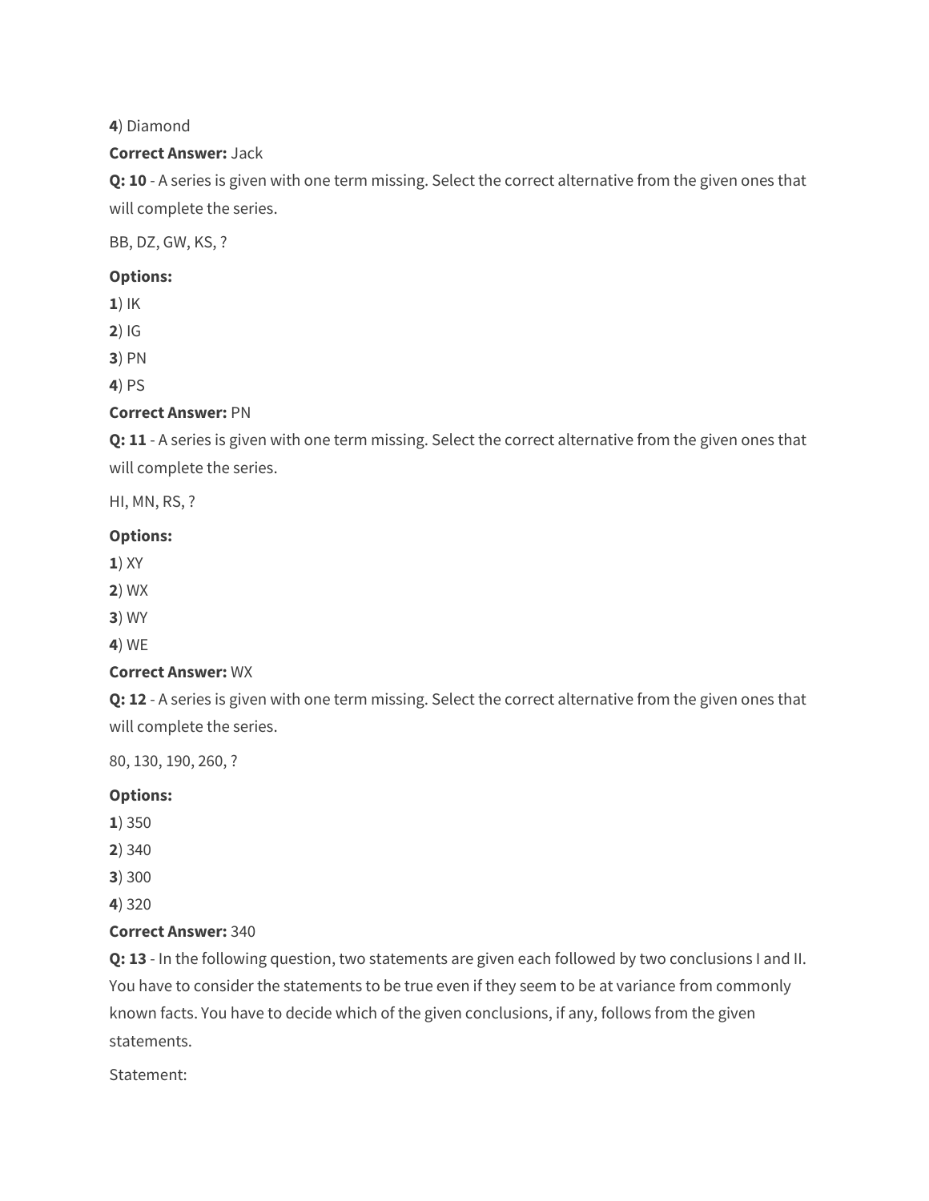**4**) Diamond

**Correct Answer:** Jack

**Q: 10** - A series is given with one term missing. Select the correct alternative from the given ones that will complete the series.

BB, DZ, GW, KS, ?

**Options:**

**1**) IK

**2**) IG

**3**) PN

**4**) PS

**Correct Answer:** PN

**Q: 11** - A series is given with one term missing. Select the correct alternative from the given ones that will complete the series.

HI, MN, RS, ?

**Options:**

**1**) XY

**2**) WX

**3**) WY

**4**) WE

**Correct Answer:** WX

**Q: 12** - A series is given with one term missing. Select the correct alternative from the given ones that will complete the series.

80, 130, 190, 260, ?

**Options:**

**1**) 350

**2**) 340

**3**) 300

**4**) 320

**Correct Answer:** 340

**Q: 13** - In the following question, two statements are given each followed by two conclusions I and II. You have to consider the statements to be true even if they seem to be at variance from commonly known facts. You have to decide which of the given conclusions, if any, follows from the given statements.

Statement: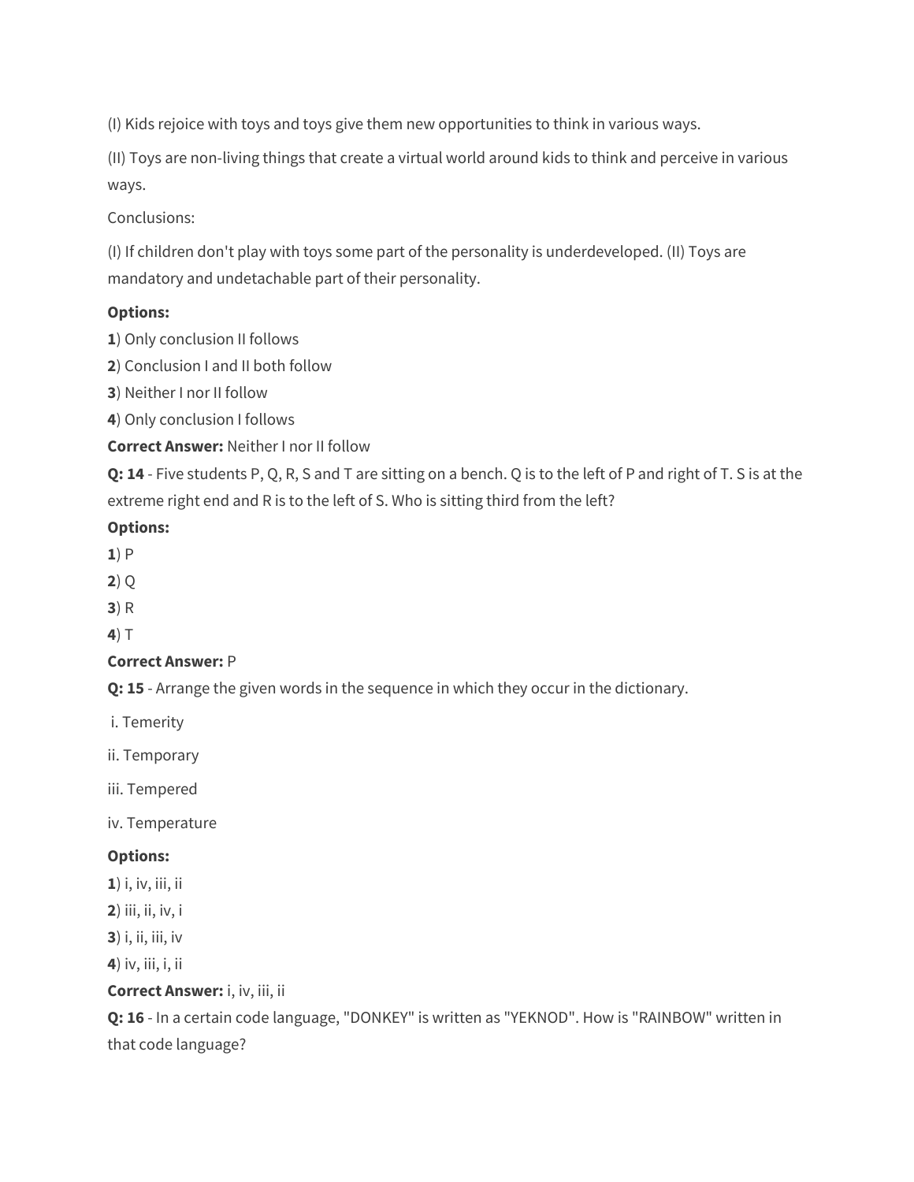(I) Kids rejoice with toys and toys give them new opportunities to think in various ways.

(II) Toys are non-living things that create a virtual world around kids to think and perceive in various ways.

Conclusions:

(I) If children don't play with toys some part of the personality is underdeveloped. (II) Toys are mandatory and undetachable part of their personality.

**Options:**

**1**) Only conclusion II follows
**2**) Conclusion I and II both follow
**3**) Neither I nor II follow
**4**) Only conclusion I follows
**Correct Answer:** Neither I nor II follow

**Q: 14** - Five students P, Q, R, S and T are sitting on a bench. Q is to the left of P and right of T. S is at the extreme right end and R is to the left of S. Who is sitting third from the left?

**Options:**

**1**) P
**2**) Q
**3**) R
**4**) T
**Correct Answer:** P

**Q: 15** - Arrange the given words in the sequence in which they occur in the dictionary.

i. Temerity

ii. Temporary

iii. Tempered

iv. Temperature

**Options:**

**1**) i, iv, iii, ii
**2**) iii, ii, iv, i
**3**) i, ii, iii, iv
**4**) iv, iii, i, ii
**Correct Answer:** i, iv, iii, ii

**Q: 16** - In a certain code language, "DONKEY" is written as "YEKNOD". How is "RAINBOW" written in that code language?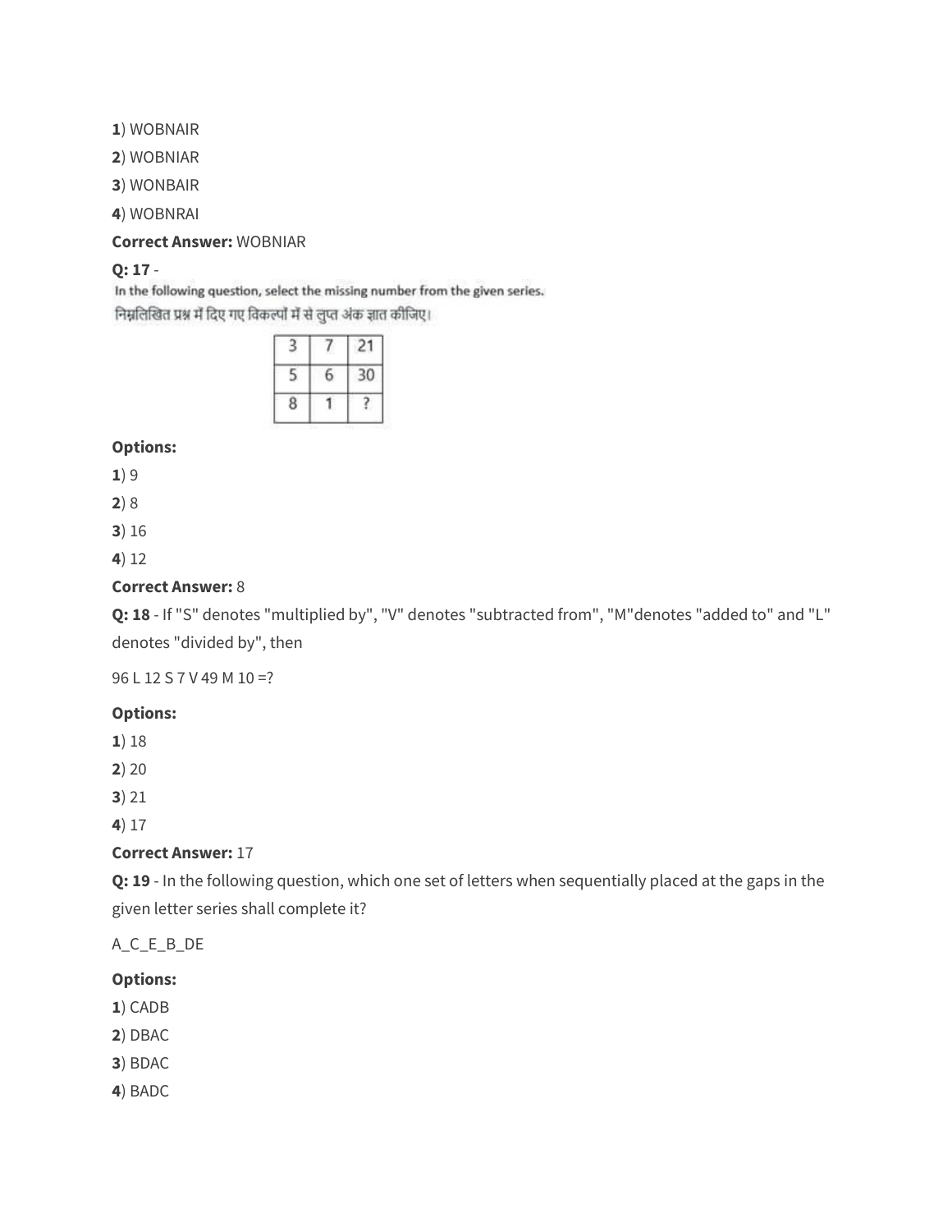**1**) WOBNAIR

**2**) WOBNIAR

**3**) WONBAIR

**4**) WOBNRAI

**Correct Answer:** WOBNIAR

**Q: 17** -

In the following question, select the missing number from the given series.

निम्नलिखित प्रश्न में दिए गए विकल्पों में से लुप्त अंक ज्ञात कीजिए।

| 3 | 7 | 21 |
|---|---|---|
| 5 | 6 | 30 |
| 8 | 1 | ? |

**Options:**

**1**) 9

**2**) 8

**3**) 16

**4**) 12

**Correct Answer:** 8

**Q: 18** - If "S" denotes "multiplied by", "V" denotes "subtracted from", "M"denotes "added to" and "L" denotes "divided by", then

96 L 12 S 7 V 49 M 10 =?

**Options:**

**1**) 18

**2**) 20

**3**) 21

**4**) 17

**Correct Answer:** 17

**Q: 19** - In the following question, which one set of letters when sequentially placed at the gaps in the given letter series shall complete it?

A_C_E_B_DE

**Options:**

**1**) CADB

**2**) DBAC

**3**) BDAC

**4**) BADC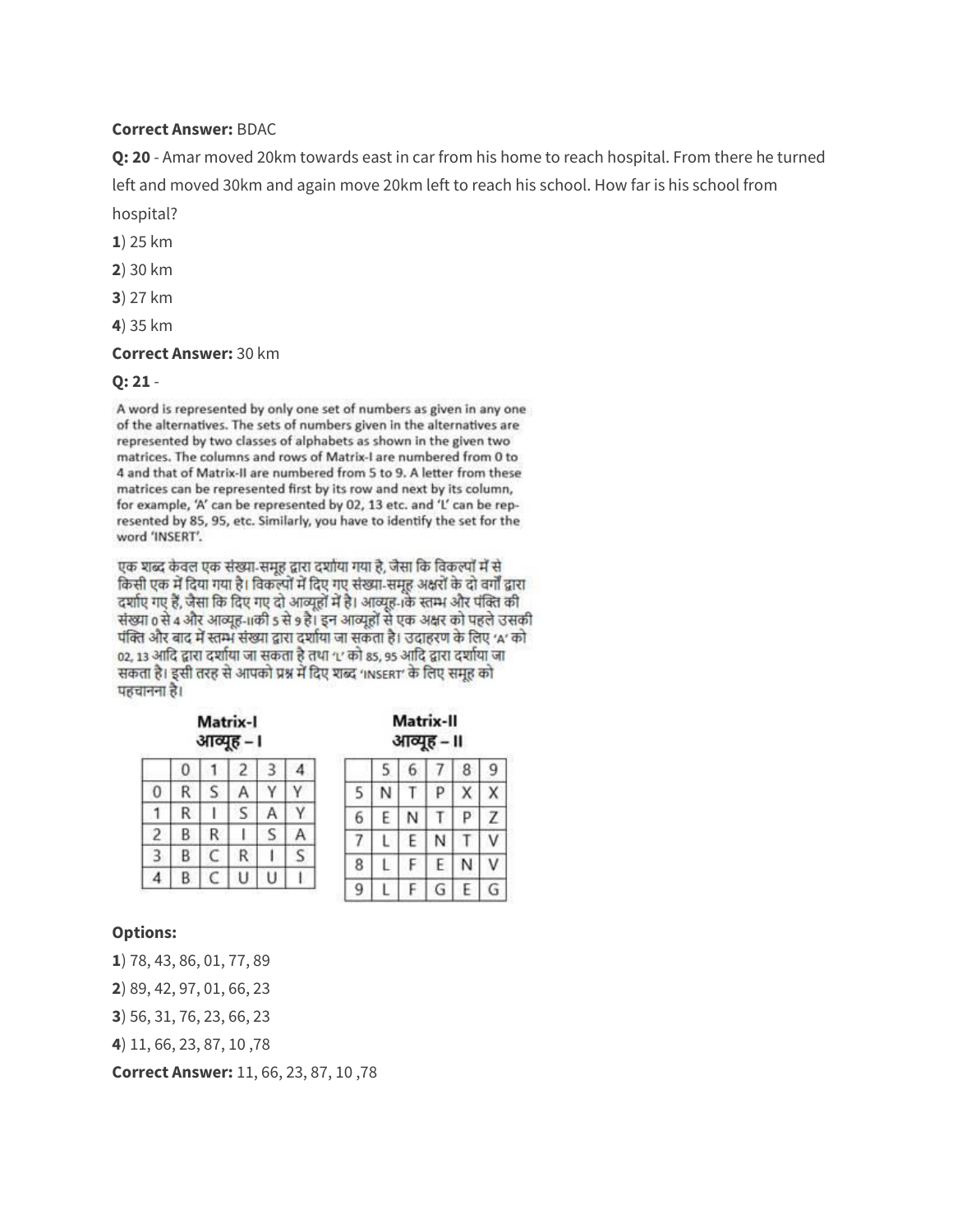**Correct Answer:** BDAC

**Q: 20** - Amar moved 20km towards east in car from his home to reach hospital. From there he turned left and moved 30km and again move 20km left to reach his school. How far is his school from hospital?

**1**) 25 km

**2**) 30 km

**3**) 27 km

**4**) 35 km

**Correct Answer:** 30 km

**Q: 21** -

A word is represented by only one set of numbers as given in any one of the alternatives. The sets of numbers given in the alternatives are represented by two classes of alphabets as shown in the given two matrices. The columns and rows of Matrix-I are numbered from 0 to 4 and that of Matrix-II are numbered from 5 to 9. A letter from these matrices can be represented first by its row and next by its column, for example, 'A' can be represented by 02, 13 etc. and 'L' can be represented by 85, 95, etc. Similarly, you have to identify the set for the word 'INSERT'.

एक शब्द केवल एक संख्या-समूह द्वारा दर्शाया गया है, जैसा कि विकल्पों में से किसी एक में दिया गया है। विकल्पों में दिए गए संख्या-समूह अक्षरों के दो वर्गों द्वारा दर्शाए गए हैं, जैसा कि दिए गए दो आव्यूहों में है। आव्यूह-I के स्तम्भ और पंक्ति की संख्या 0 से 4 और आव्यूह-II की 5 से 9 है। इन आव्यूहों से एक अक्षर को पहले उसकी पंक्ति और बाद में स्तम्भ संख्या द्वारा दर्शाया जा सकता है। उदाहरण के लिए 'A' को 02, 13 आदि द्वारा दर्शाया जा सकता है तथा 'L' को 85, 95 आदि द्वारा दर्शाया जा सकता है। इसी तरह से आपको प्रश्न में दिए शब्द 'INSERT' के लिए समूह को पहचानना है।

**Matrix-I**
**आव्यूह – I**

| | 0 | 1 | 2 | 3 | 4 |
|---|---|---|---|---|---|
| 0 | R | S | A | Y | Y |
| 1 | R | I | S | A | Y |
| 2 | B | R | I | S | A |
| 3 | B | C | R | I | S |
| 4 | B | C | U | U | I |

**Matrix-II**
**आव्यूह – II**

| | 5 | 6 | 7 | 8 | 9 |
|---|---|---|---|---|---|
| 5 | N | T | P | X | X |
| 6 | E | N | T | P | Z |
| 7 | L | E | N | T | V |
| 8 | L | F | E | N | V |
| 9 | L | F | G | E | G |

**Options:**

**1**) 78, 43, 86, 01, 77, 89

**2**) 89, 42, 97, 01, 66, 23

**3**) 56, 31, 76, 23, 66, 23

**4**) 11, 66, 23, 87, 10 ,78

**Correct Answer:** 11, 66, 23, 87, 10 ,78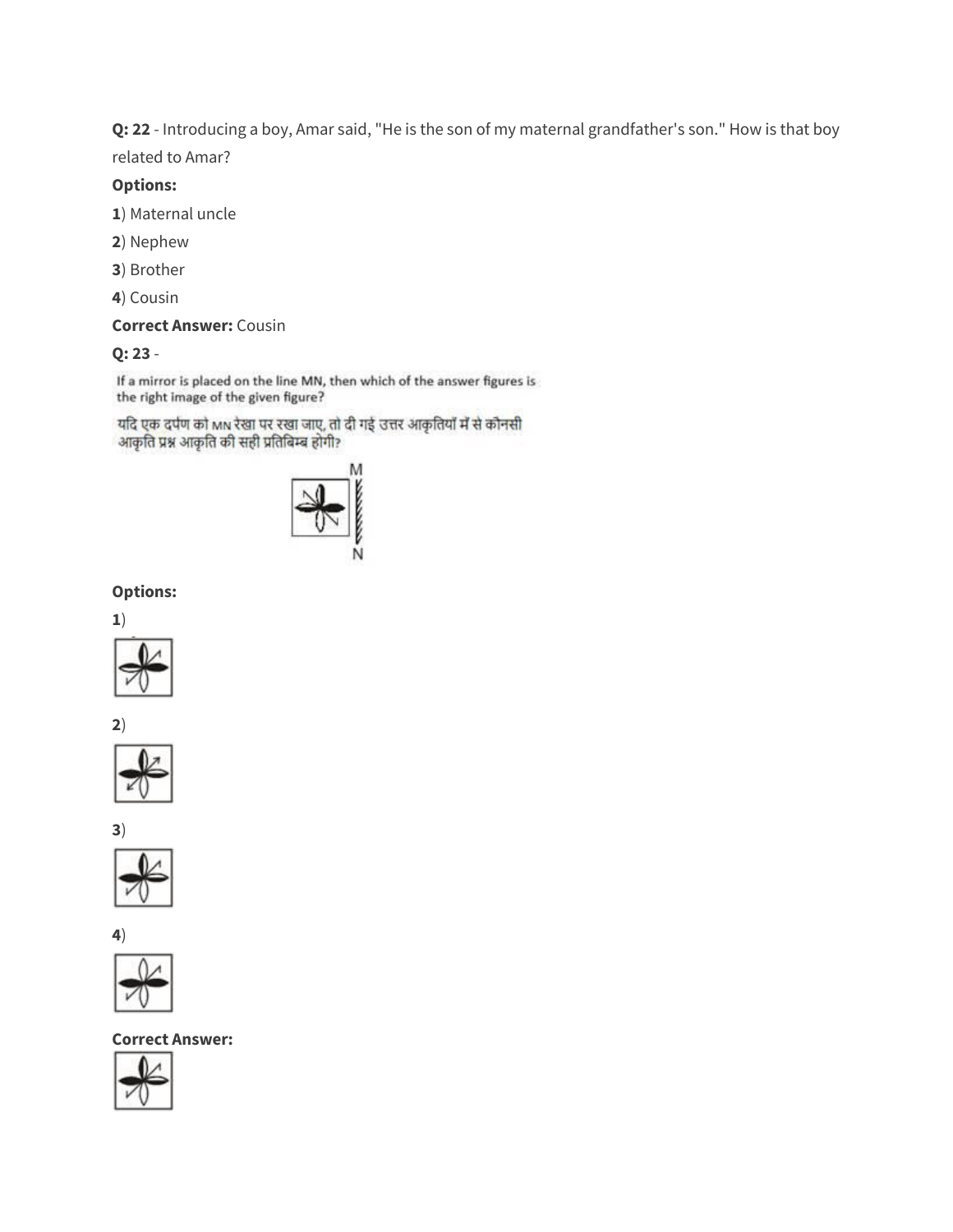**Q: 22** - Introducing a boy, Amar said, "He is the son of my maternal grandfather's son." How is that boy related to Amar?

**Options:**

**1**) Maternal uncle

**2**) Nephew

**3**) Brother

**4**) Cousin

**Correct Answer:** Cousin

**Q: 23** -

If a mirror is placed on the line MN, then which of the answer figures is the right image of the given figure?

यदि एक दर्पण को MN रेखा पर रखा जाए, तो दी गई उत्तर आकृतियों में से कौनसी आकृति प्रश्न आकृति की सही प्रतिबिम्ब होगी?

**Options:**

**1**)

**2**)

**3**)

**4**)

**Correct Answer:**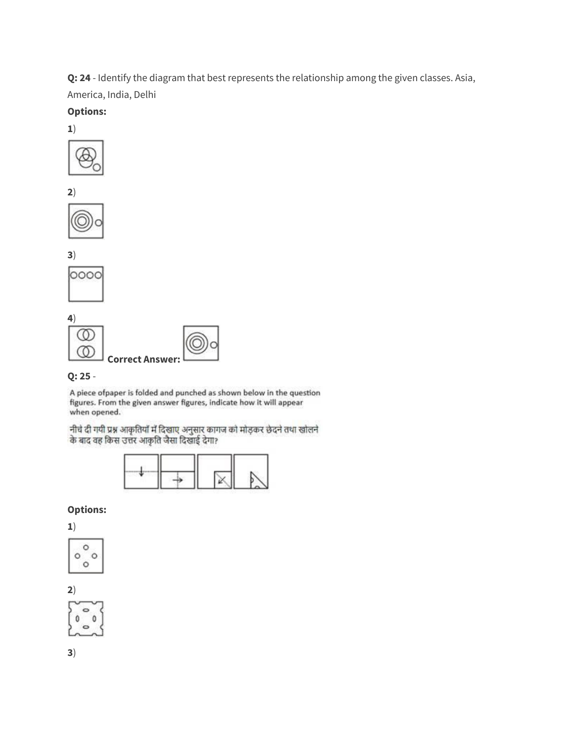**Q: 24** - Identify the diagram that best represents the relationship among the given classes. Asia, America, India, Delhi

**Options:**

**1**)

**2**)

**3**)

**4**)

**Correct Answer:**

**Q: 25** -

A piece ofpaper is folded and punched as shown below in the question figures. From the given answer figures, indicate how it will appear when opened.

नीचे दी गयी प्रश्न आकृतियों में दिखाए अनुसार कागज को मोड़कर छेदने तथा खोलने के बाद वह किस उत्तर आकृति जैसा दिखाई देगा?

**Options:**

**1**)

**2**)

**3**)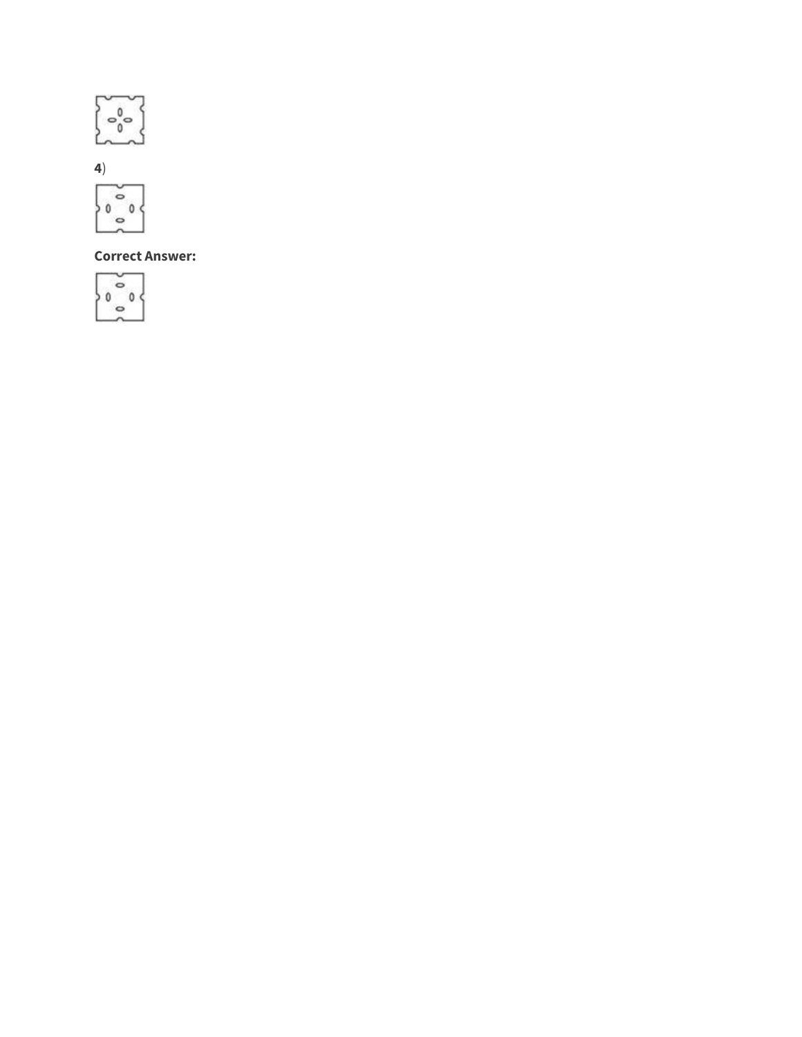4)

**Correct Answer:**